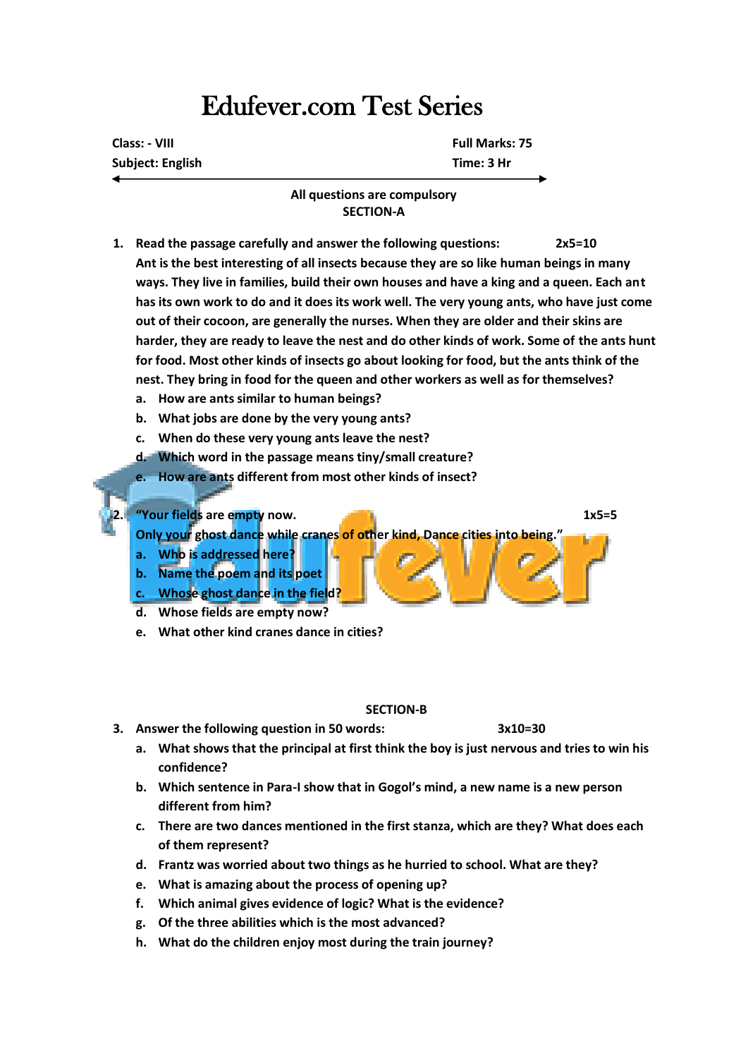# Edufever.com Test Series

**Class: - VIII** | **Full Marks: 75**

**Subject: English** | **Time: 3 Hr**

**All questions are compulsory**

**SECTION-A**

1. **Read the passage carefully and answer the following questions: 2x5=10**

   **Ant is the best interesting of all insects because they are so like human beings in many ways. They live in families, build their own houses and have a king and a queen. Each ant has its own work to do and it does its work well. The very young ants, who have just come out of their cocoon, are generally the nurses. When they are older and their skins are harder, they are ready to leave the nest and do other kinds of work. Some of the ants hunt for food. Most other kinds of insects go about looking for food, but the ants think of the nest. They bring in food for the queen and other workers as well as for themselves?**

   a. **How are ants similar to human beings?**
   b. **What jobs are done by the very young ants?**
   c. **When do these very young ants leave the nest?**
   d. **Which word in the passage means tiny/small creature?**
   e. **How are ants different from most other kinds of insect?**

2. **"Your fields are empty now. 1x5=5**
   **Only your ghost dance while cranes of other kind, Dance cities into being."**

   a. **Who is addressed here?**
   b. **Name the poem and its poet**
   c. **Whose ghost dance in the field?**
   d. **Whose fields are empty now?**
   e. **What other kind cranes dance in cities?**

**SECTION-B**

3. **Answer the following question in 50 words: 3x10=30**

   a. **What shows that the principal at first think the boy is just nervous and tries to win his confidence?**
   b. **Which sentence in Para-I show that in Gogol's mind, a new name is a new person different from him?**
   c. **There are two dances mentioned in the first stanza, which are they? What does each of them represent?**
   d. **Frantz was worried about two things as he hurried to school. What are they?**
   e. **What is amazing about the process of opening up?**
   f. **Which animal gives evidence of logic? What is the evidence?**
   g. **Of the three abilities which is the most advanced?**
   h. **What do the children enjoy most during the train journey?**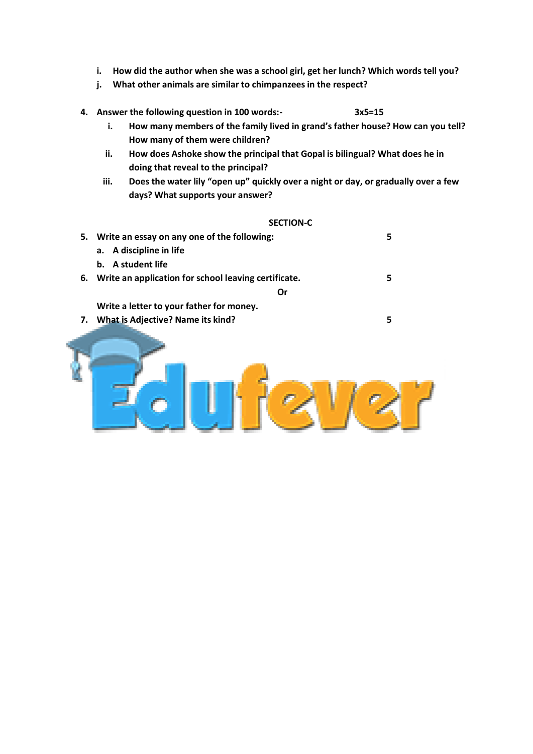i. **How did the author when she was a school girl, get her lunch? Which words tell you?**

j. **What other animals are similar to chimpanzees in the respect?**

4. **Answer the following question in 100 words:-** **3x5=15**

   i. **How many members of the family lived in grand's father house? How can you tell? How many of them were children?**

   ii. **How does Ashoke show the principal that Gopal is bilingual? What does he in doing that reveal to the principal?**

   iii. **Does the water lily "open up" quickly over a night or day, or gradually over a few days? What supports your answer?**

## SECTION-C

5. **Write an essay on any one of the following:** **5**

   a. **A discipline in life**

   b. **A student life**

6. **Write an application for school leaving certificate.** **5**

   **Or**

   **Write a letter to your father for money.**

7. **What is Adjective? Name its kind?** **5**